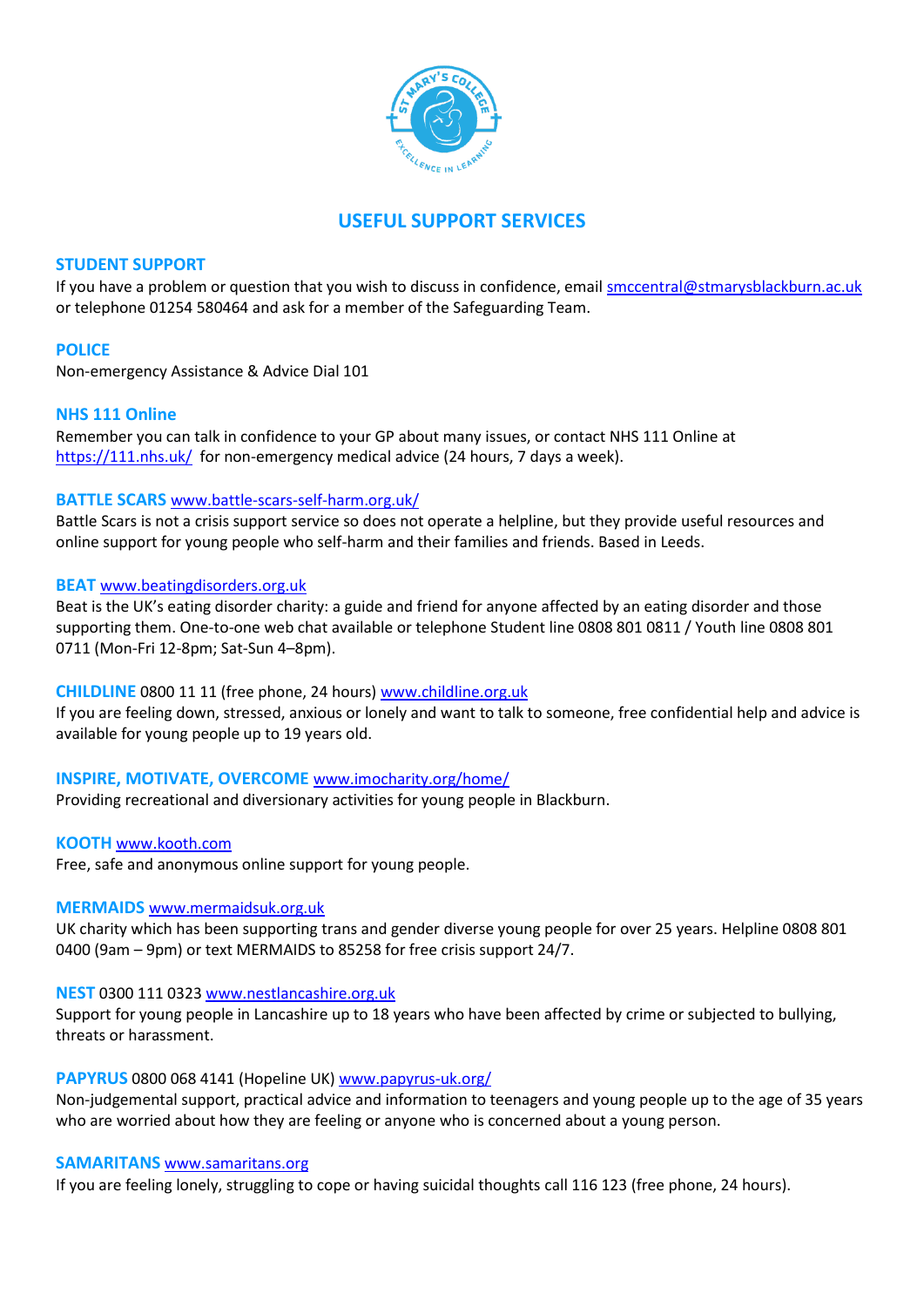# USEFUL SUPPORT SERVICES

## STUDENT SUPPORT

If you have a problem or question that you wish to discuss in confidence, email smccentral@stmarysblackburn.ac.uk or telephone 01254 580464 and ask for a member of the Safeguarding Team.

## POLICE

Non-emergency Assistance & Advice Dial 101

## NHS 111 Online

Remember you can talk in confidence to your GP about many issues, or contact NHS 111 Online at https://111.nhs.uk/ for non-emergency medical advice (24 hours, 7 days a week).

## BATTLE SCARS www.battle-scars-self-harm.org.uk/

Battle Scars is not a crisis support service so does not operate a helpline, but they provide useful resources and online support for young people who self-harm and their families and friends. Based in Leeds.

## BEAT www.beatingdisorders.org.uk

Beat is the UK's eating disorder charity: a guide and friend for anyone affected by an eating disorder and those supporting them. One-to-one web chat available or telephone Student line 0808 801 0811 / Youth line 0808 801 0711 (Mon-Fri 12-8pm; Sat-Sun 4–8pm).

## CHILDLINE 0800 11 11 (free phone, 24 hours) www.childline.org.uk

If you are feeling down, stressed, anxious or lonely and want to talk to someone, free confidential help and advice is available for young people up to 19 years old.

## INSPIRE, MOTIVATE, OVERCOME www.imocharity.org/home/

Providing recreational and diversionary activities for young people in Blackburn.

## KOOTH www.kooth.com

Free, safe and anonymous online support for young people.

## MERMAIDS www.mermaidsuk.org.uk

UK charity which has been supporting trans and gender diverse young people for over 25 years. Helpline 0808 801 0400 (9am – 9pm) or text MERMAIDS to 85258 for free crisis support 24/7.

## NEST 0300 111 0323 www.nestlancashire.org.uk

Support for young people in Lancashire up to 18 years who have been affected by crime or subjected to bullying, threats or harassment.

## PAPYRUS 0800 068 4141 (Hopeline UK) www.papyrus-uk.org/

Non-judgemental support, practical advice and information to teenagers and young people up to the age of 35 years who are worried about how they are feeling or anyone who is concerned about a young person.

## SAMARITANS www.samaritans.org

If you are feeling lonely, struggling to cope or having suicidal thoughts call 116 123 (free phone, 24 hours).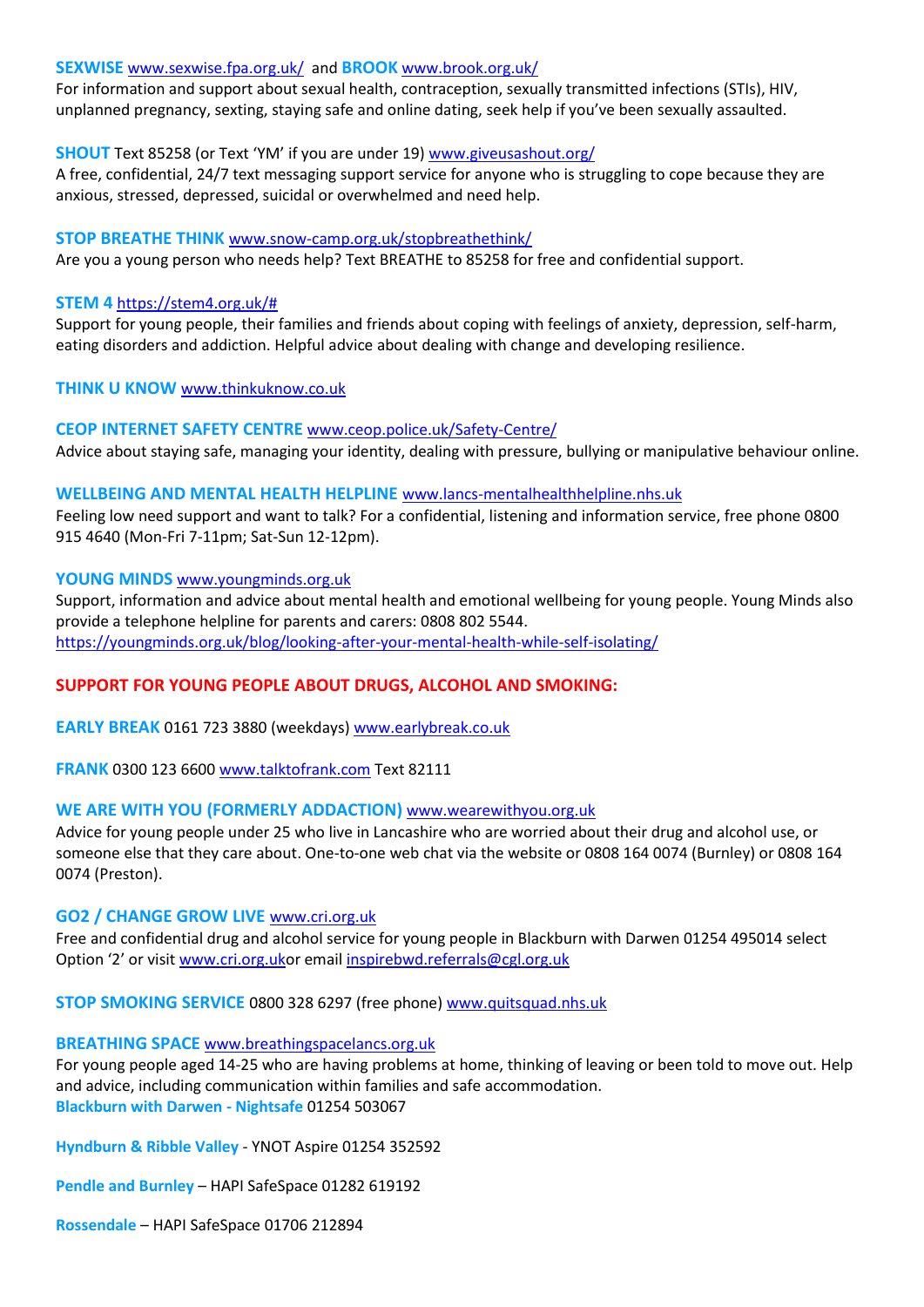**SEXWISE** www.sexwise.fpa.org.uk/ and **BROOK** www.brook.org.uk/
For information and support about sexual health, contraception, sexually transmitted infections (STIs), HIV, unplanned pregnancy, sexting, staying safe and online dating, seek help if you've been sexually assaulted.

**SHOUT** Text 85258 (or Text 'YM' if you are under 19) www.giveusashout.org/
A free, confidential, 24/7 text messaging support service for anyone who is struggling to cope because they are anxious, stressed, depressed, suicidal or overwhelmed and need help.

**STOP BREATHE THINK** www.snow-camp.org.uk/stopbreathethink/
Are you a young person who needs help? Text BREATHE to 85258 for free and confidential support.

**STEM 4** https://stem4.org.uk/#
Support for young people, their families and friends about coping with feelings of anxiety, depression, self-harm, eating disorders and addiction. Helpful advice about dealing with change and developing resilience.

**THINK U KNOW** www.thinkuknow.co.uk

**CEOP INTERNET SAFETY CENTRE** www.ceop.police.uk/Safety-Centre/
Advice about staying safe, managing your identity, dealing with pressure, bullying or manipulative behaviour online.

**WELLBEING AND MENTAL HEALTH HELPLINE** www.lancs-mentalhealthhelpline.nhs.uk
Feeling low need support and want to talk? For a confidential, listening and information service, free phone 0800 915 4640 (Mon-Fri 7-11pm; Sat-Sun 12-12pm).

**YOUNG MINDS** www.youngminds.org.uk
Support, information and advice about mental health and emotional wellbeing for young people. Young Minds also provide a telephone helpline for parents and carers: 0808 802 5544.
https://youngminds.org.uk/blog/looking-after-your-mental-health-while-self-isolating/

## SUPPORT FOR YOUNG PEOPLE ABOUT DRUGS, ALCOHOL AND SMOKING:

**EARLY BREAK** 0161 723 3880 (weekdays) www.earlybreak.co.uk

**FRANK** 0300 123 6600 www.talktofrank.com Text 82111

**WE ARE WITH YOU (FORMERLY ADDACTION)** www.wearewithyou.org.uk
Advice for young people under 25 who live in Lancashire who are worried about their drug and alcohol use, or someone else that they care about. One-to-one web chat via the website or 0808 164 0074 (Burnley) or 0808 164 0074 (Preston).

**GO2 / CHANGE GROW LIVE** www.cri.org.uk
Free and confidential drug and alcohol service for young people in Blackburn with Darwen 01254 495014 select Option '2' or visit www.cri.org.ukor email inspirebwd.referrals@cgl.org.uk

**STOP SMOKING SERVICE** 0800 328 6297 (free phone) www.quitsquad.nhs.uk

**BREATHING SPACE** www.breathingspacelancs.org.uk
For young people aged 14-25 who are having problems at home, thinking of leaving or been told to move out. Help and advice, including communication within families and safe accommodation.
**Blackburn with Darwen - Nightsafe** 01254 503067

**Hyndburn & Ribble Valley** - YNOT Aspire 01254 352592

**Pendle and Burnley** – HAPI SafeSpace 01282 619192

**Rossendale** – HAPI SafeSpace 01706 212894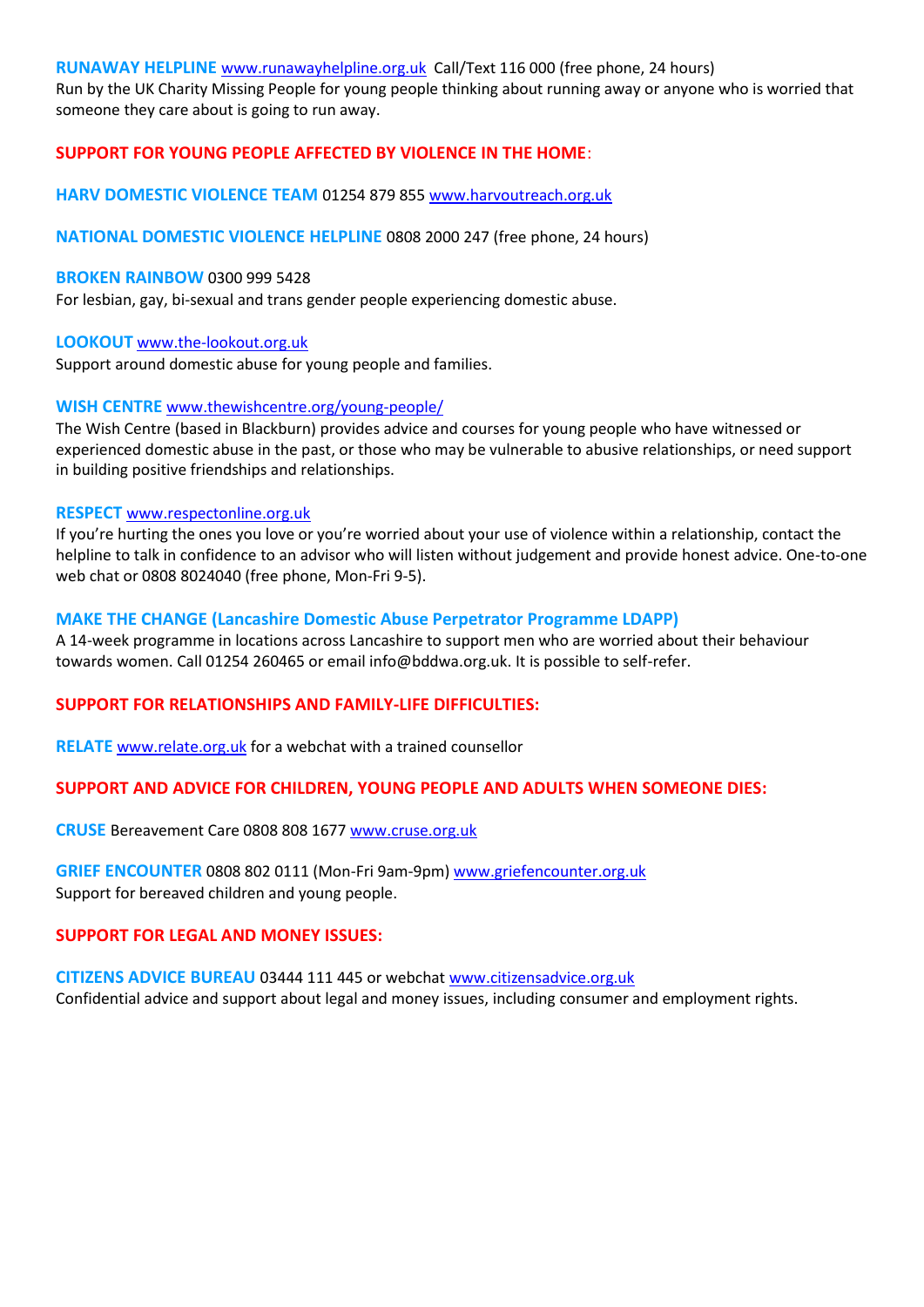**RUNAWAY HELPLINE** www.runawayhelpline.org.uk Call/Text 116 000 (free phone, 24 hours)
Run by the UK Charity Missing People for young people thinking about running away or anyone who is worried that someone they care about is going to run away.

## SUPPORT FOR YOUNG PEOPLE AFFECTED BY VIOLENCE IN THE HOME:

**HARV DOMESTIC VIOLENCE TEAM** 01254 879 855 www.harvoutreach.org.uk

**NATIONAL DOMESTIC VIOLENCE HELPLINE** 0808 2000 247 (free phone, 24 hours)

**BROKEN RAINBOW** 0300 999 5428
For lesbian, gay, bi-sexual and trans gender people experiencing domestic abuse.

**LOOKOUT** www.the-lookout.org.uk
Support around domestic abuse for young people and families.

**WISH CENTRE** www.thewishcentre.org/young-people/
The Wish Centre (based in Blackburn) provides advice and courses for young people who have witnessed or experienced domestic abuse in the past, or those who may be vulnerable to abusive relationships, or need support in building positive friendships and relationships.

**RESPECT** www.respectonline.org.uk
If you're hurting the ones you love or you're worried about your use of violence within a relationship, contact the helpline to talk in confidence to an advisor who will listen without judgement and provide honest advice. One-to-one web chat or 0808 8024040 (free phone, Mon-Fri 9-5).

**MAKE THE CHANGE (Lancashire Domestic Abuse Perpetrator Programme LDAPP)**
A 14-week programme in locations across Lancashire to support men who are worried about their behaviour towards women. Call 01254 260465 or email info@bddwa.org.uk. It is possible to self-refer.

## SUPPORT FOR RELATIONSHIPS AND FAMILY-LIFE DIFFICULTIES:

**RELATE** www.relate.org.uk for a webchat with a trained counsellor

## SUPPORT AND ADVICE FOR CHILDREN, YOUNG PEOPLE AND ADULTS WHEN SOMEONE DIES:

**CRUSE** Bereavement Care 0808 808 1677 www.cruse.org.uk

**GRIEF ENCOUNTER** 0808 802 0111 (Mon-Fri 9am-9pm) www.griefencounter.org.uk
Support for bereaved children and young people.

## SUPPORT FOR LEGAL AND MONEY ISSUES:

**CITIZENS ADVICE BUREAU** 03444 111 445 or webchat www.citizensadvice.org.uk
Confidential advice and support about legal and money issues, including consumer and employment rights.